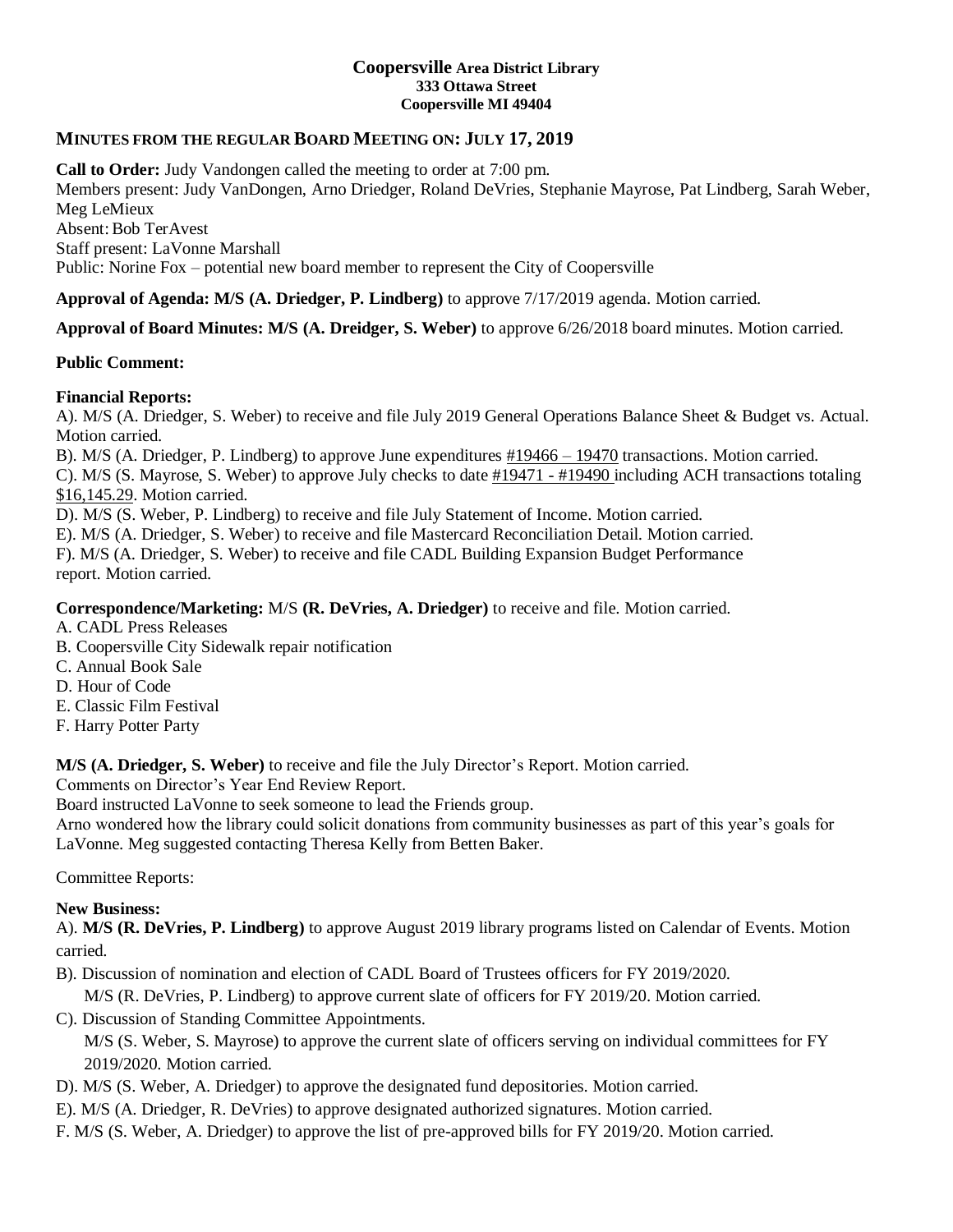# Coopersville Area District Library
**333 Ottawa Street**
**Coopersville MI 49404**

## MINUTES FROM THE REGULAR BOARD MEETING ON: JULY 17, 2019

**Call to Order:** Judy Vandongen called the meeting to order at 7:00 pm.
Members present: Judy VanDongen, Arno Driedger, Roland DeVries, Stephanie Mayrose, Pat Lindberg, Sarah Weber, Meg LeMieux
Absent: Bob TerAvest
Staff present: LaVonne Marshall
Public: Norine Fox – potential new board member to represent the City of Coopersville

**Approval of Agenda: M/S (A. Driedger, P. Lindberg)** to approve 7/17/2019 agenda. Motion carried.

**Approval of Board Minutes: M/S (A. Dreidger, S. Weber)** to approve 6/26/2018 board minutes. Motion carried.

**Public Comment:**

**Financial Reports:**

A). M/S (A. Driedger, S. Weber) to receive and file July 2019 General Operations Balance Sheet & Budget vs. Actual. Motion carried.

B). M/S (A. Driedger, P. Lindberg) to approve June expenditures #19466 – 19470 transactions. Motion carried.

C). M/S (S. Mayrose, S. Weber) to approve July checks to date #19471 - #19490 including ACH transactions totaling $16,145.29. Motion carried.

D). M/S (S. Weber, P. Lindberg) to receive and file July Statement of Income. Motion carried.

E). M/S (A. Driedger, S. Weber) to receive and file Mastercard Reconciliation Detail. Motion carried.

F). M/S (A. Driedger, S. Weber) to receive and file CADL Building Expansion Budget Performance report. Motion carried.

**Correspondence/Marketing:** M/S **(R. DeVries, A. Driedger)** to receive and file. Motion carried.

A. CADL Press Releases
B. Coopersville City Sidewalk repair notification
C. Annual Book Sale
D. Hour of Code
E. Classic Film Festival
F. Harry Potter Party

**M/S (A. Driedger, S. Weber)** to receive and file the July Director's Report. Motion carried.
Comments on Director's Year End Review Report.
Board instructed LaVonne to seek someone to lead the Friends group.
Arno wondered how the library could solicit donations from community businesses as part of this year's goals for LaVonne. Meg suggested contacting Theresa Kelly from Betten Baker.

Committee Reports:

**New Business:**

A). **M/S (R. DeVries, P. Lindberg)** to approve August 2019 library programs listed on Calendar of Events. Motion carried.

B). Discussion of nomination and election of CADL Board of Trustees officers for FY 2019/2020.
M/S (R. DeVries, P. Lindberg) to approve current slate of officers for FY 2019/20. Motion carried.

C). Discussion of Standing Committee Appointments.
M/S (S. Weber, S. Mayrose) to approve the current slate of officers serving on individual committees for FY 2019/2020. Motion carried.

D). M/S (S. Weber, A. Driedger) to approve the designated fund depositories. Motion carried.

E). M/S (A. Driedger, R. DeVries) to approve designated authorized signatures. Motion carried.

F. M/S (S. Weber, A. Driedger) to approve the list of pre-approved bills for FY 2019/20. Motion carried.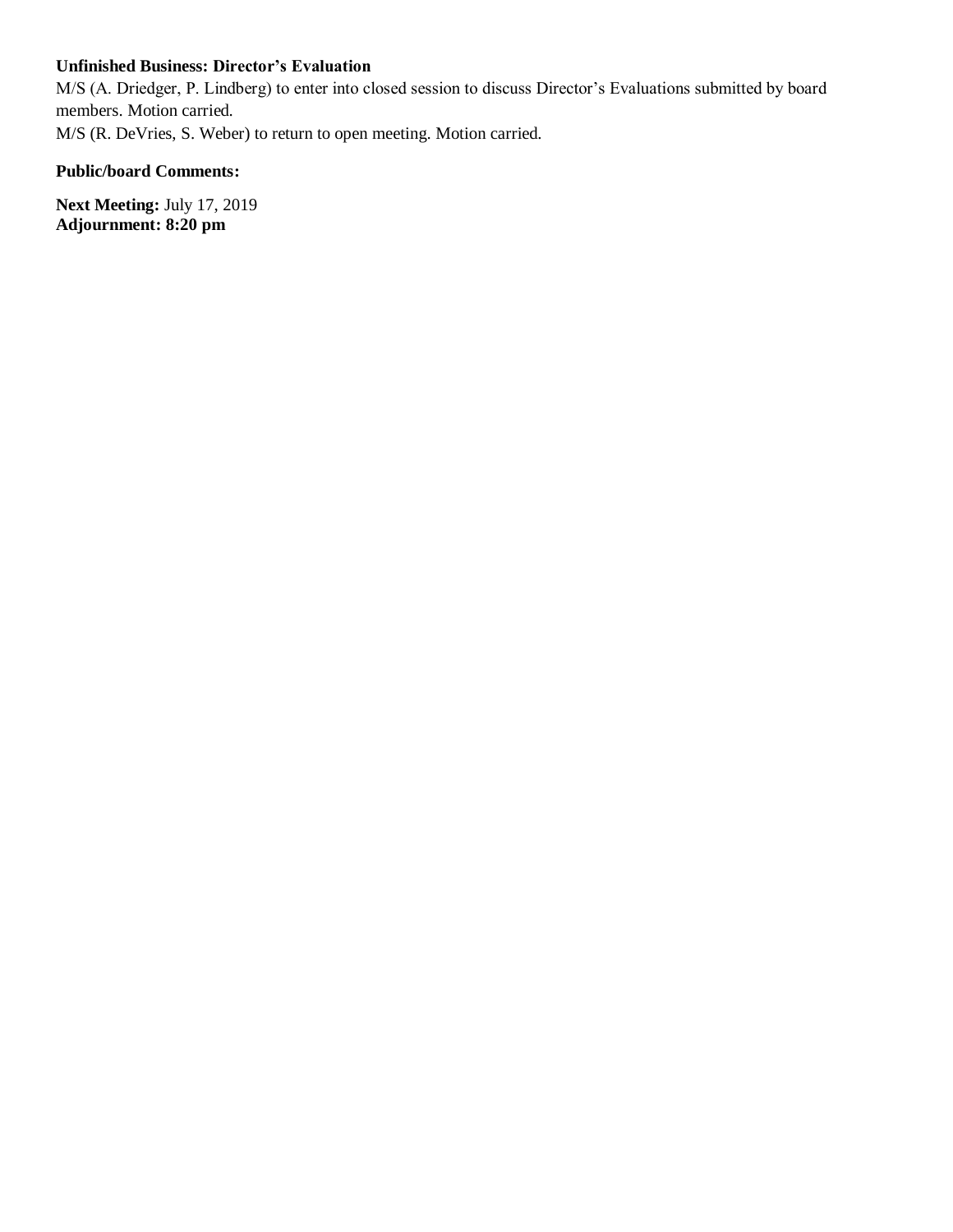**Unfinished Business: Director's Evaluation**

M/S (A. Driedger, P. Lindberg) to enter into closed session to discuss Director's Evaluations submitted by board members. Motion carried.

M/S (R. DeVries, S. Weber) to return to open meeting. Motion carried.

**Public/board Comments:**

**Next Meeting:** July 17, 2019

**Adjournment: 8:20 pm**